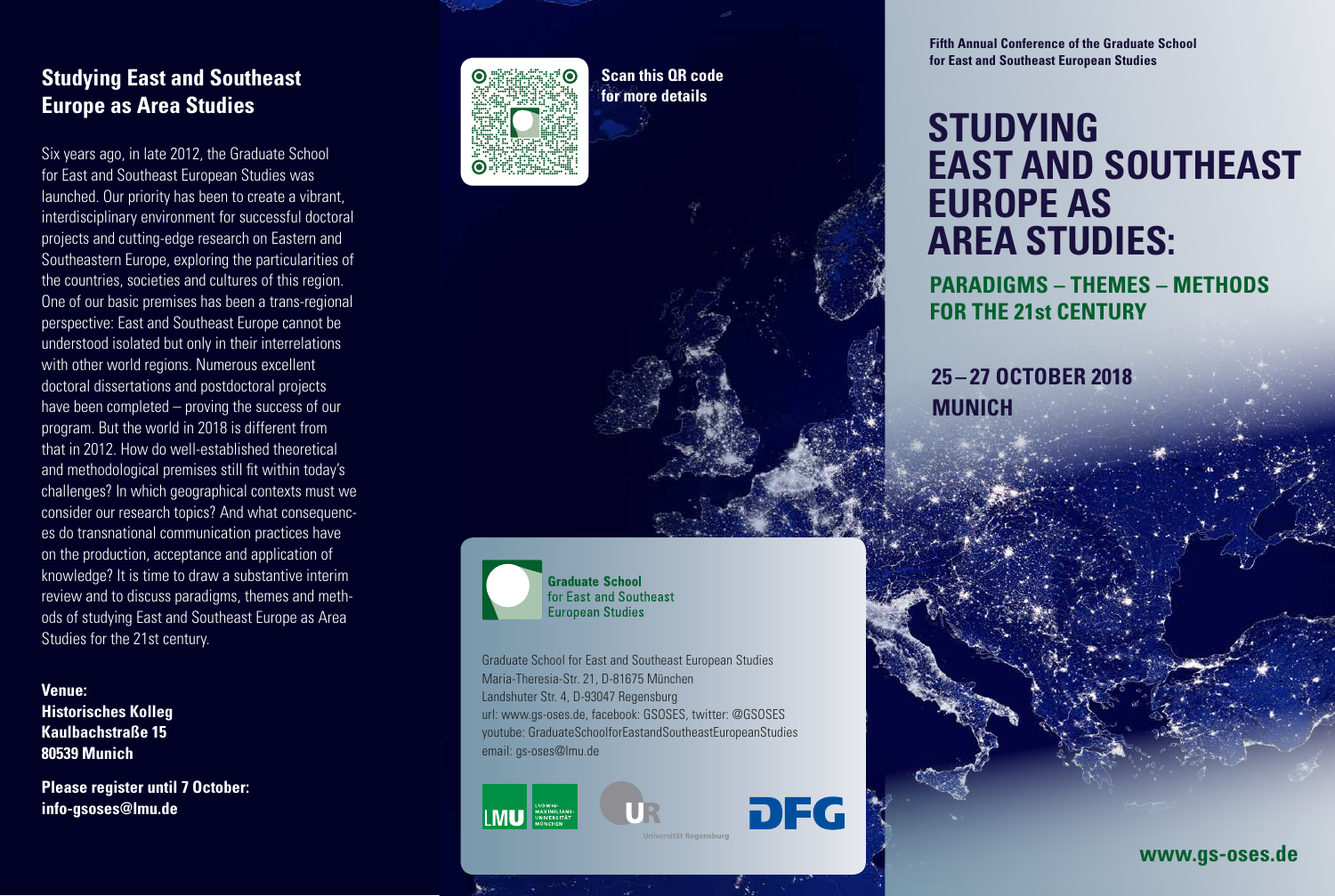## Studying East and Southeast Europe as Area Studies

Six years ago, in late 2012, the Graduate School for East and Southeast European Studies was launched. Our priority has been to create a vibrant, interdisciplinary environment for successful doctoral projects and cutting-edge research on Eastern and Southeastern Europe, exploring the particularities of the countries, societies and cultures of this region. One of our basic premises has been a trans-regional perspective: East and Southeast Europe cannot be understood isolated but only in their interrelations with other world regions. Numerous excellent doctoral dissertations and postdoctoral projects have been completed – proving the success of our program. But the world in 2018 is different from that in 2012. How do well-established theoretical and methodological premises still fit within today's challenges? In which geographical contexts must we consider our research topics? And what consequences do transnational communication practices have on the production, acceptance and application of knowledge? It is time to draw a substantive interim review and to discuss paradigms, themes and methods of studying East and Southeast Europe as Area Studies for the 21st century.

**Venue:**
**Historisches Kolleg**
**Kaulbachstraße 15**
**80539 Munich**

**Please register until 7 October:**
**info-gsoses@lmu.de**

**Scan this QR code for more details**

**Graduate School**
for East and Southeast European Studies

Graduate School for East and Southeast European Studies
Maria-Theresia-Str. 21, D-81675 München
Landshuter Str. 4, D-93047 Regensburg
url: www.gs-oses.de, facebook: GSOSES, twitter: @GSOSES
youtube: GraduateSchoolforEastandSoutheastEuropeanStudies
email: gs-oses@lmu.de

LMU Ludwig-Maximilians-Universität München · UR Universität Regensburg · DFG

**Fifth Annual Conference of the Graduate School for East and Southeast European Studies**

# STUDYING EAST AND SOUTHEAST EUROPE AS AREA STUDIES:

## PARADIGMS – THEMES – METHODS FOR THE 21st CENTURY

**25 – 27 OCTOBER 2018**
**MUNICH**

**www.gs-oses.de**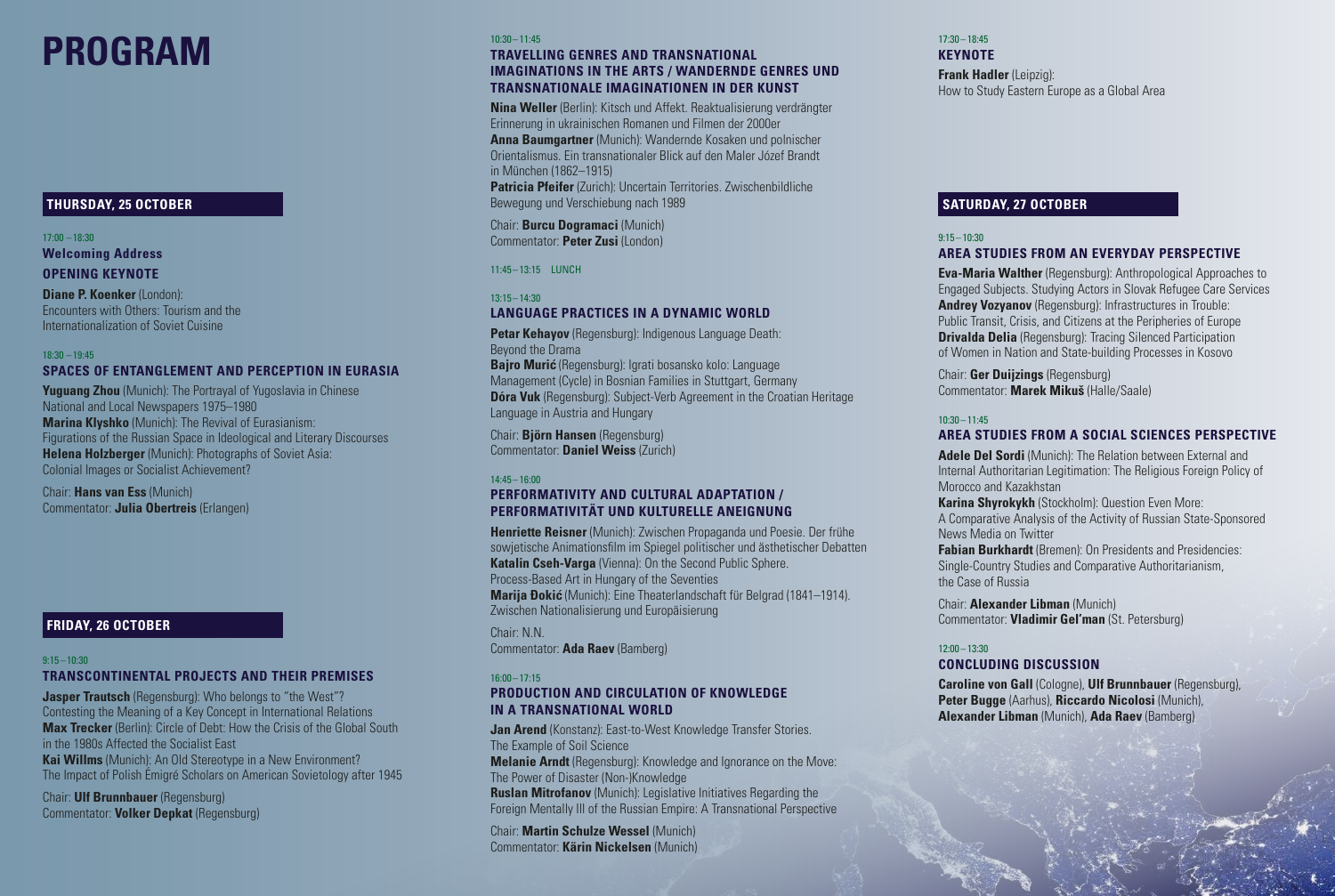# PROGRAM

## THURSDAY, 25 OCTOBER

17:00 – 18:30

**Welcoming Address**

### OPENING KEYNOTE

**Diane P. Koenker** (London):
Encounters with Others: Tourism and the Internationalization of Soviet Cuisine

18:30 – 19:45

### SPACES OF ENTANGLEMENT AND PERCEPTION IN EURASIA

**Yuguang Zhou** (Munich): The Portrayal of Yugoslavia in Chinese National and Local Newspapers 1975–1980
**Marina Klyshko** (Munich): The Revival of Eurasianism: Figurations of the Russian Space in Ideological and Literary Discourses
**Helena Holzberger** (Munich): Photographs of Soviet Asia: Colonial Images or Socialist Achievement?

Chair: **Hans van Ess** (Munich)
Commentator: **Julia Obertreis** (Erlangen)

## FRIDAY, 26 OCTOBER

9:15 – 10:30

### TRANSCONTINENTAL PROJECTS AND THEIR PREMISES

**Jasper Trautsch** (Regensburg): Who belongs to "the West"? Contesting the Meaning of a Key Concept in International Relations
**Max Trecker** (Berlin): Circle of Debt: How the Crisis of the Global South in the 1980s Affected the Socialist East
**Kai Willms** (Munich): An Old Stereotype in a New Environment? The Impact of Polish Émigré Scholars on American Sovietology after 1945

Chair: **Ulf Brunnbauer** (Regensburg)
Commentator: **Volker Depkat** (Regensburg)

10:30 – 11:45

### TRAVELLING GENRES AND TRANSNATIONAL IMAGINATIONS IN THE ARTS / WANDERNDE GENRES UND TRANSNATIONALE IMAGINATIONEN IN DER KUNST

**Nina Weller** (Berlin): Kitsch und Affekt. Reaktualisierung verdrängter Erinnerung in ukrainischen Romanen und Filmen der 2000er
**Anna Baumgartner** (Munich): Wandernde Kosaken und polnischer Orientalismus. Ein transnationaler Blick auf den Maler Józef Brandt in München (1862–1915)
**Patricia Pfeifer** (Zurich): Uncertain Territories. Zwischenbildliche Bewegung und Verschiebung nach 1989

Chair: **Burcu Dogramaci** (Munich)
Commentator: **Peter Zusi** (London)

11:45 – 13:15 LUNCH

13:15 – 14:30

### LANGUAGE PRACTICES IN A DYNAMIC WORLD

**Petar Kehayov** (Regensburg): Indigenous Language Death: Beyond the Drama
**Bajro Murić** (Regensburg): Igrati bosansko kolo: Language Management (Cycle) in Bosnian Families in Stuttgart, Germany
**Dóra Vuk** (Regensburg): Subject-Verb Agreement in the Croatian Heritage Language in Austria and Hungary

Chair: **Björn Hansen** (Regensburg)
Commentator: **Daniel Weiss** (Zurich)

14:45 – 16:00

### PERFORMATIVITY AND CULTURAL ADAPTATION / PERFORMATIVITÄT UND KULTURELLE ANEIGNUNG

**Henriette Reisner** (Munich): Zwischen Propaganda und Poesie. Der frühe sowjetische Animationsfilm im Spiegel politischer und ästhetischer Debatten
**Katalin Cseh-Varga** (Vienna): On the Second Public Sphere. Process-Based Art in Hungary of the Seventies
**Marija Đokić** (Munich): Eine Theaterlandschaft für Belgrad (1841–1914). Zwischen Nationalisierung und Europäisierung

Chair: N.N.
Commentator: **Ada Raev** (Bamberg)

16:00 – 17:15

### PRODUCTION AND CIRCULATION OF KNOWLEDGE IN A TRANSNATIONAL WORLD

**Jan Arend** (Konstanz): East-to-West Knowledge Transfer Stories. The Example of Soil Science
**Melanie Arndt** (Regensburg): Knowledge and Ignorance on the Move: The Power of Disaster (Non-)Knowledge
**Ruslan Mitrofanov** (Munich): Legislative Initiatives Regarding the Foreign Mentally Ill of the Russian Empire: A Transnational Perspective

Chair: **Martin Schulze Wessel** (Munich)
Commentator: **Kärin Nickelsen** (Munich)

17:30 – 18:45

### KEYNOTE

**Frank Hadler** (Leipzig):
How to Study Eastern Europe as a Global Area

## SATURDAY, 27 OCTOBER

9:15 – 10:30

### AREA STUDIES FROM AN EVERYDAY PERSPECTIVE

**Eva-Maria Walther** (Regensburg): Anthropological Approaches to Engaged Subjects. Studying Actors in Slovak Refugee Care Services
**Andrey Vozyanov** (Regensburg): Infrastructures in Trouble: Public Transit, Crisis, and Citizens at the Peripheries of Europe
**Drivalda Delia** (Regensburg): Tracing Silenced Participation of Women in Nation and State-building Processes in Kosovo

Chair: **Ger Duijzings** (Regensburg)
Commentator: **Marek Mikuš** (Halle/Saale)

10:30 – 11:45

### AREA STUDIES FROM A SOCIAL SCIENCES PERSPECTIVE

**Adele Del Sordi** (Munich): The Relation between External and Internal Authoritarian Legitimation: The Religious Foreign Policy of Morocco and Kazakhstan
**Karina Shyrokykh** (Stockholm): Question Even More: A Comparative Analysis of the Activity of Russian State-Sponsored News Media on Twitter
**Fabian Burkhardt** (Bremen): On Presidents and Presidencies: Single-Country Studies and Comparative Authoritarianism, the Case of Russia

Chair: **Alexander Libman** (Munich)
Commentator: **Vladimir Gel'man** (St. Petersburg)

12:00 – 13:30

### CONCLUDING DISCUSSION

**Caroline von Gall** (Cologne), **Ulf Brunnbauer** (Regensburg), **Peter Bugge** (Aarhus), **Riccardo Nicolosi** (Munich), **Alexander Libman** (Munich), **Ada Raev** (Bamberg)